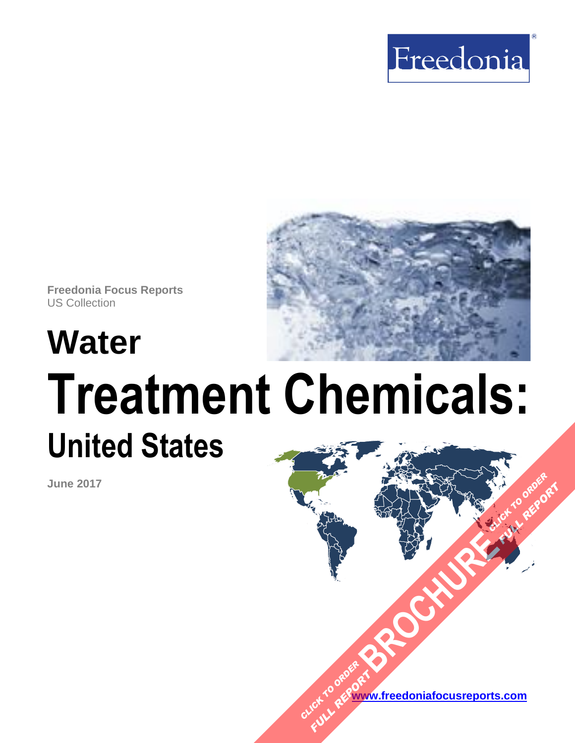Freedonia

**Freedonia Focus Reports**
US Collection

# Water Treatment Chemicals: United States

**June 2017**

CLICK TO ORDER FULL REPORT BROCHURE

[www.freedoniafocusreports.com](http://www.freedoniafocusreports.com)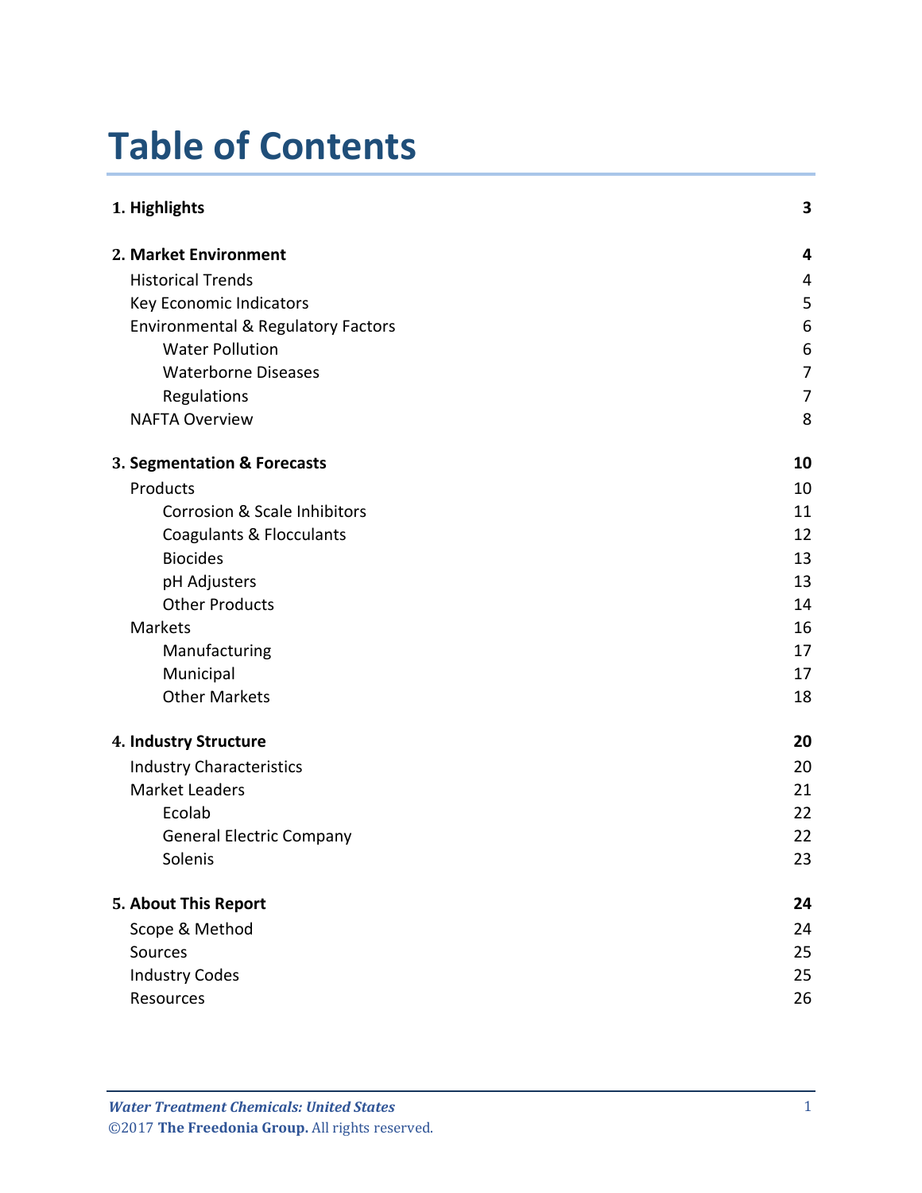# Table of Contents

| | |
|---|---|
| **1. Highlights** | **3** |
| | |
| **2. Market Environment** | **4** |
| Historical Trends | 4 |
| Key Economic Indicators | 5 |
| Environmental & Regulatory Factors | 6 |
| Water Pollution | 6 |
| Waterborne Diseases | 7 |
| Regulations | 7 |
| NAFTA Overview | 8 |
| | |
| **3. Segmentation & Forecasts** | **10** |
| Products | 10 |
| Corrosion & Scale Inhibitors | 11 |
| Coagulants & Flocculants | 12 |
| Biocides | 13 |
| pH Adjusters | 13 |
| Other Products | 14 |
| Markets | 16 |
| Manufacturing | 17 |
| Municipal | 17 |
| Other Markets | 18 |
| | |
| **4. Industry Structure** | **20** |
| Industry Characteristics | 20 |
| Market Leaders | 21 |
| Ecolab | 22 |
| General Electric Company | 22 |
| Solenis | 23 |
| | |
| **5. About This Report** | **24** |
| Scope & Method | 24 |
| Sources | 25 |
| Industry Codes | 25 |
| Resources | 26 |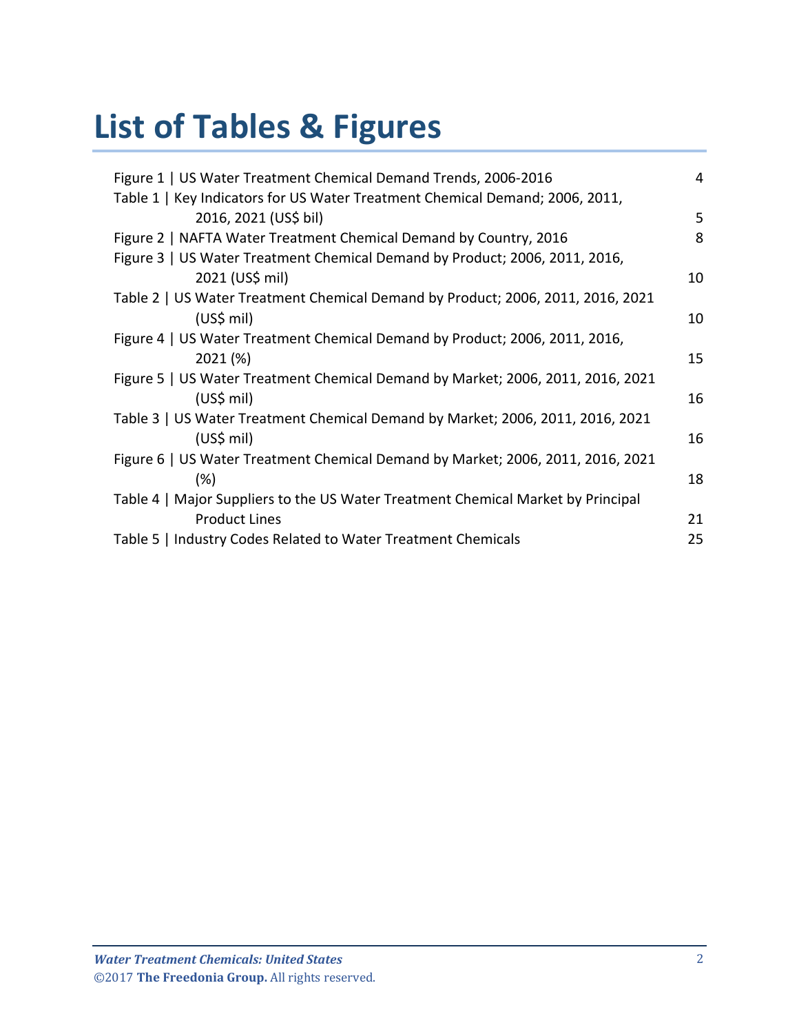# List of Tables & Figures

| | |
|---|---|
| Figure 1 \| US Water Treatment Chemical Demand Trends, 2006-2016 | 4 |
| Table 1 \| Key Indicators for US Water Treatment Chemical Demand; 2006, 2011, 2016, 2021 (US$ bil) | 5 |
| Figure 2 \| NAFTA Water Treatment Chemical Demand by Country, 2016 | 8 |
| Figure 3 \| US Water Treatment Chemical Demand by Product; 2006, 2011, 2016, 2021 (US$ mil) | 10 |
| Table 2 \| US Water Treatment Chemical Demand by Product; 2006, 2011, 2016, 2021 (US$ mil) | 10 |
| Figure 4 \| US Water Treatment Chemical Demand by Product; 2006, 2011, 2016, 2021 (%) | 15 |
| Figure 5 \| US Water Treatment Chemical Demand by Market; 2006, 2011, 2016, 2021 (US$ mil) | 16 |
| Table 3 \| US Water Treatment Chemical Demand by Market; 2006, 2011, 2016, 2021 (US$ mil) | 16 |
| Figure 6 \| US Water Treatment Chemical Demand by Market; 2006, 2011, 2016, 2021 (%) | 18 |
| Table 4 \| Major Suppliers to the US Water Treatment Chemical Market by Principal Product Lines | 21 |
| Table 5 \| Industry Codes Related to Water Treatment Chemicals | 25 |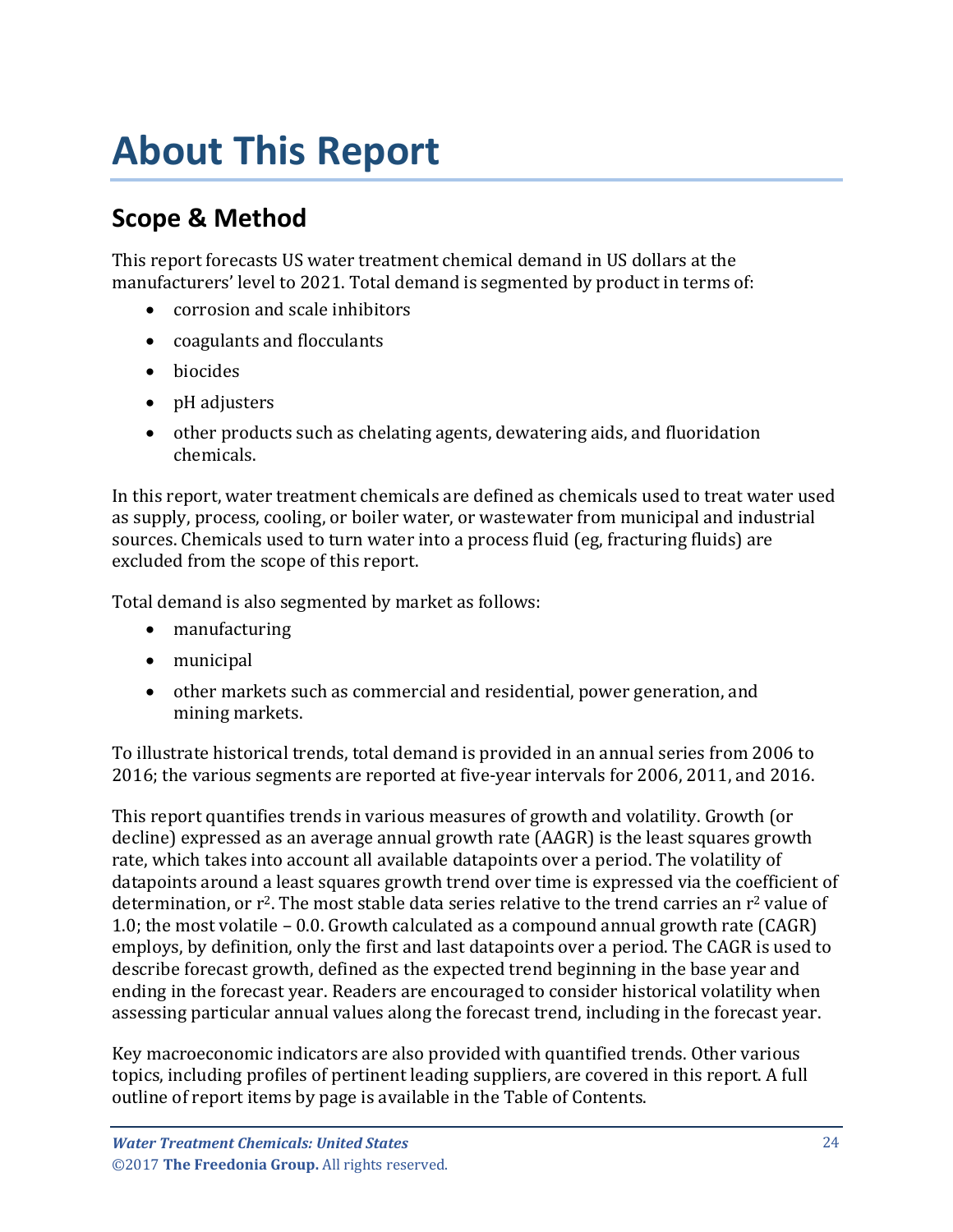# About This Report

## Scope & Method

This report forecasts US water treatment chemical demand in US dollars at the manufacturers' level to 2021. Total demand is segmented by product in terms of:

- corrosion and scale inhibitors
- coagulants and flocculants
- biocides
- pH adjusters
- other products such as chelating agents, dewatering aids, and fluoridation chemicals.

In this report, water treatment chemicals are defined as chemicals used to treat water used as supply, process, cooling, or boiler water, or wastewater from municipal and industrial sources. Chemicals used to turn water into a process fluid (eg, fracturing fluids) are excluded from the scope of this report.

Total demand is also segmented by market as follows:

- manufacturing
- municipal
- other markets such as commercial and residential, power generation, and mining markets.

To illustrate historical trends, total demand is provided in an annual series from 2006 to 2016; the various segments are reported at five-year intervals for 2006, 2011, and 2016.

This report quantifies trends in various measures of growth and volatility. Growth (or decline) expressed as an average annual growth rate (AAGR) is the least squares growth rate, which takes into account all available datapoints over a period. The volatility of datapoints around a least squares growth trend over time is expressed via the coefficient of determination, or $r^2$. The most stable data series relative to the trend carries an $r^2$ value of 1.0; the most volatile – 0.0. Growth calculated as a compound annual growth rate (CAGR) employs, by definition, only the first and last datapoints over a period. The CAGR is used to describe forecast growth, defined as the expected trend beginning in the base year and ending in the forecast year. Readers are encouraged to consider historical volatility when assessing particular annual values along the forecast trend, including in the forecast year.

Key macroeconomic indicators are also provided with quantified trends. Other various topics, including profiles of pertinent leading suppliers, are covered in this report. A full outline of report items by page is available in the Table of Contents.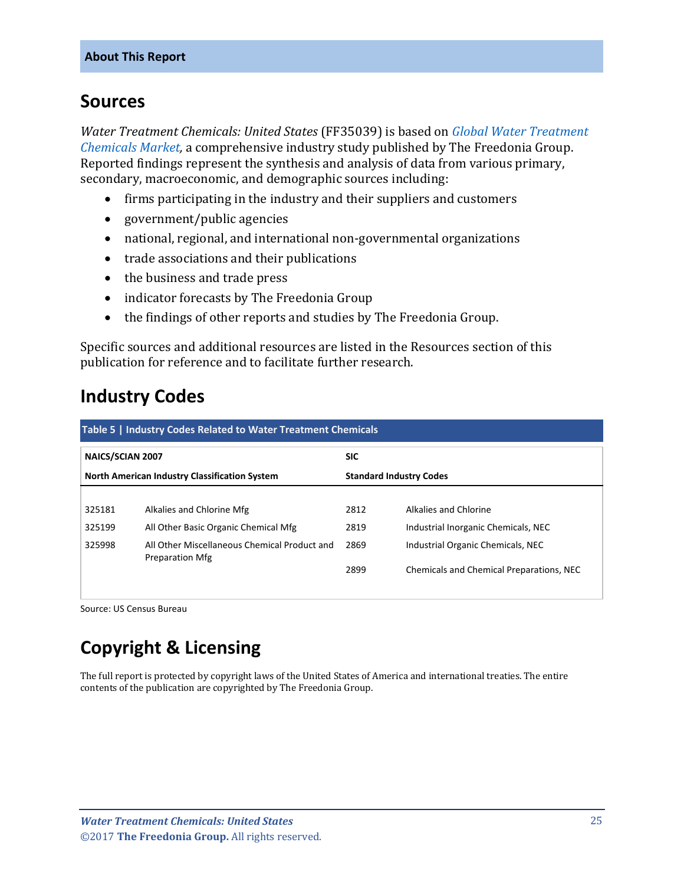About This Report

## Sources

*Water Treatment Chemicals: United States* (FF35039) is based on *Global Water Treatment Chemicals Market*, a comprehensive industry study published by The Freedonia Group. Reported findings represent the synthesis and analysis of data from various primary, secondary, macroeconomic, and demographic sources including:

- firms participating in the industry and their suppliers and customers
- government/public agencies
- national, regional, and international non-governmental organizations
- trade associations and their publications
- the business and trade press
- indicator forecasts by The Freedonia Group
- the findings of other reports and studies by The Freedonia Group.

Specific sources and additional resources are listed in the Resources section of this publication for reference and to facilitate further research.

## Industry Codes

**Table 5 | Industry Codes Related to Water Treatment Chemicals**

| NAICS/SCIAN 2007 | | SIC | |
|---|---|---|---|
| **North American Industry Classification System** | | **Standard Industry Codes** | |
| 325181 | Alkalies and Chlorine Mfg | 2812 | Alkalies and Chlorine |
| 325199 | All Other Basic Organic Chemical Mfg | 2819 | Industrial Inorganic Chemicals, NEC |
| 325998 | All Other Miscellaneous Chemical Product and Preparation Mfg | 2869 | Industrial Organic Chemicals, NEC |
| | | 2899 | Chemicals and Chemical Preparations, NEC |

Source: US Census Bureau

## Copyright & Licensing

The full report is protected by copyright laws of the United States of America and international treaties. The entire contents of the publication are copyrighted by The Freedonia Group.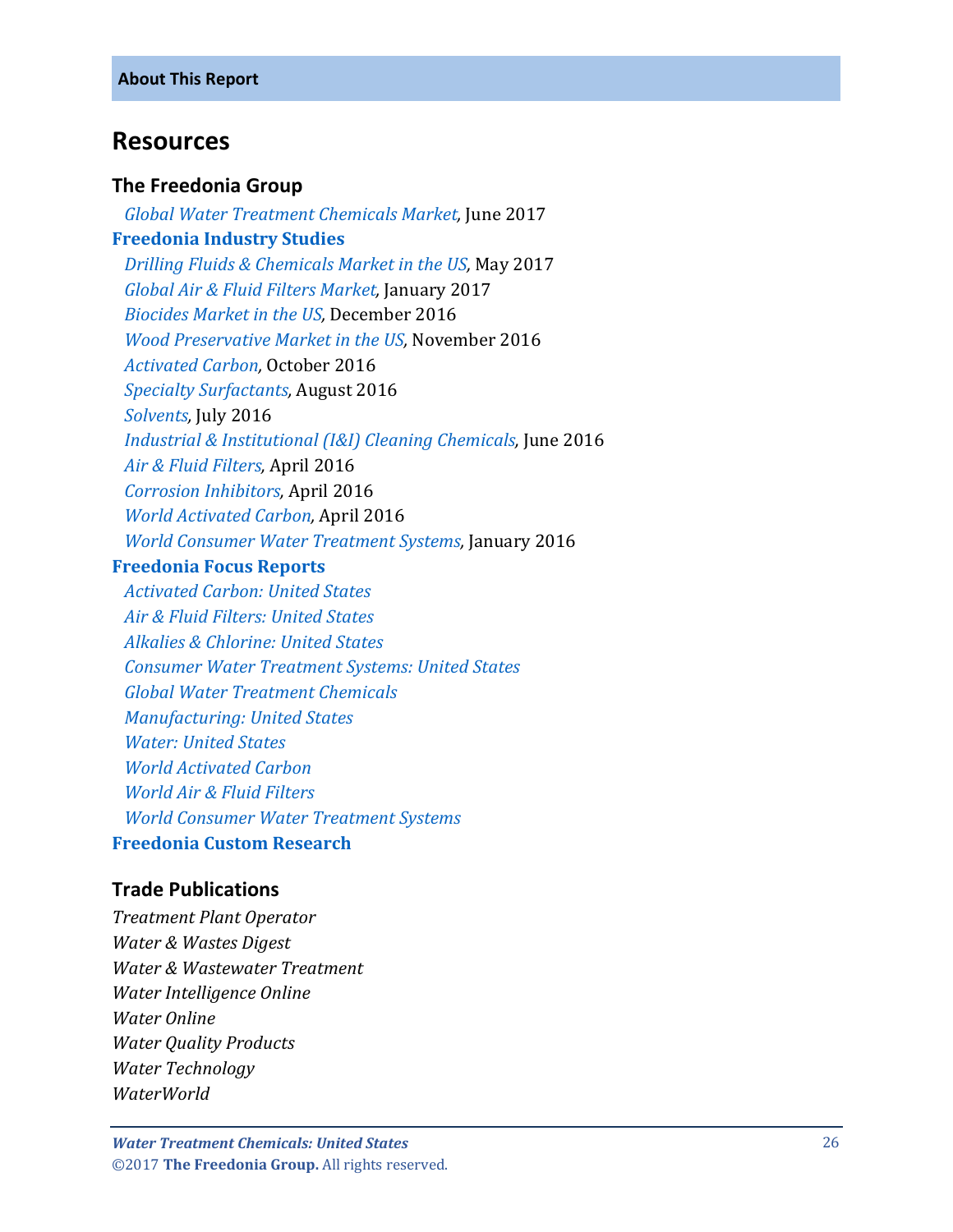## Resources

### The Freedonia Group

*Global Water Treatment Chemicals Market*, June 2017

**Freedonia Industry Studies**

*Drilling Fluids & Chemicals Market in the US*, May 2017
*Global Air & Fluid Filters Market*, January 2017
*Biocides Market in the US*, December 2016
*Wood Preservative Market in the US*, November 2016
*Activated Carbon*, October 2016
*Specialty Surfactants*, August 2016
*Solvents*, July 2016
*Industrial & Institutional (I&I) Cleaning Chemicals*, June 2016
*Air & Fluid Filters*, April 2016
*Corrosion Inhibitors*, April 2016
*World Activated Carbon*, April 2016
*World Consumer Water Treatment Systems*, January 2016

**Freedonia Focus Reports**

*Activated Carbon: United States*
*Air & Fluid Filters: United States*
*Alkalies & Chlorine: United States*
*Consumer Water Treatment Systems: United States*
*Global Water Treatment Chemicals*
*Manufacturing: United States*
*Water: United States*
*World Activated Carbon*
*World Air & Fluid Filters*
*World Consumer Water Treatment Systems*

**Freedonia Custom Research**

### Trade Publications

*Treatment Plant Operator*
*Water & Wastes Digest*
*Water & Wastewater Treatment*
*Water Intelligence Online*
*Water Online*
*Water Quality Products*
*Water Technology*
*WaterWorld*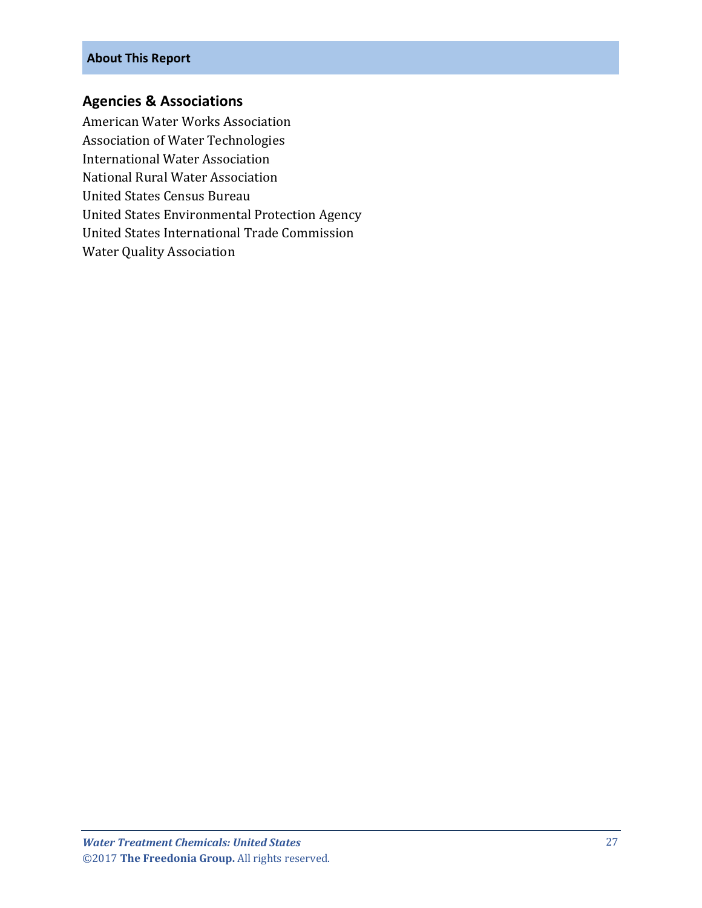## Agencies & Associations

American Water Works Association
Association of Water Technologies
International Water Association
National Rural Water Association
United States Census Bureau
United States Environmental Protection Agency
United States International Trade Commission
Water Quality Association